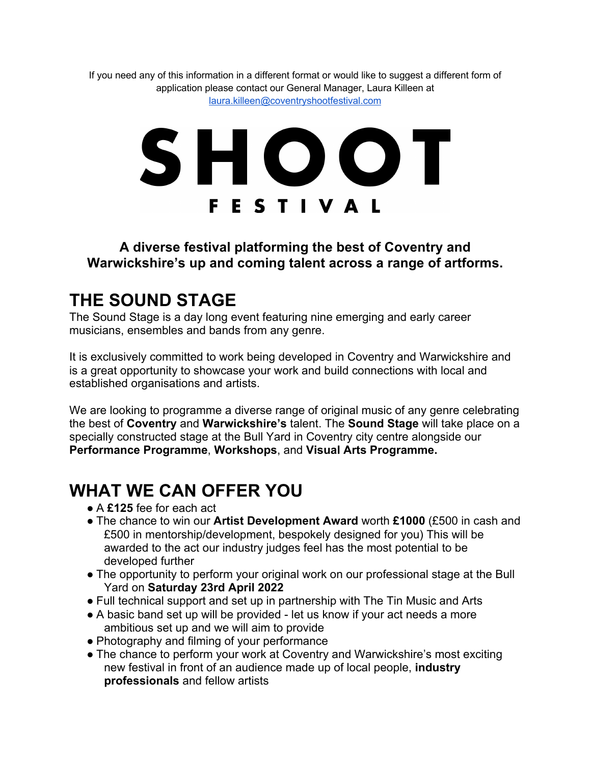If you need any of this information in a different format or would like to suggest a different form of application please contact our General Manager, Laura Killeen at [laura.killeen@coventryshootfestival.com](mailto:laura.killeen@coventryshootfestival.com)

# SHOOT FESTIVAL

**A diverse festival platforming the best of Coventry and Warwickshire's up and coming talent across a range of artforms.**

## THE SOUND STAGE

The Sound Stage is a day long event featuring nine emerging and early career musicians, ensembles and bands from any genre.

It is exclusively committed to work being developed in Coventry and Warwickshire and is a great opportunity to showcase your work and build connections with local and established organisations and artists.

We are looking to programme a diverse range of original music of any genre celebrating the best of **Coventry** and **Warwickshire's** talent. The **Sound Stage** will take place on a specially constructed stage at the Bull Yard in Coventry city centre alongside our **Performance Programme**, **Workshops**, and **Visual Arts Programme.**

## WHAT WE CAN OFFER YOU

- A **£125** fee for each act
- The chance to win our **Artist Development Award** worth **£1000** (£500 in cash and £500 in mentorship/development, bespokely designed for you) This will be awarded to the act our industry judges feel has the most potential to be developed further
- The opportunity to perform your original work on our professional stage at the Bull Yard on **Saturday 23rd April 2022**
- Full technical support and set up in partnership with The Tin Music and Arts
- A basic band set up will be provided - let us know if your act needs a more ambitious set up and we will aim to provide
- Photography and filming of your performance
- The chance to perform your work at Coventry and Warwickshire's most exciting new festival in front of an audience made up of local people, **industry professionals** and fellow artists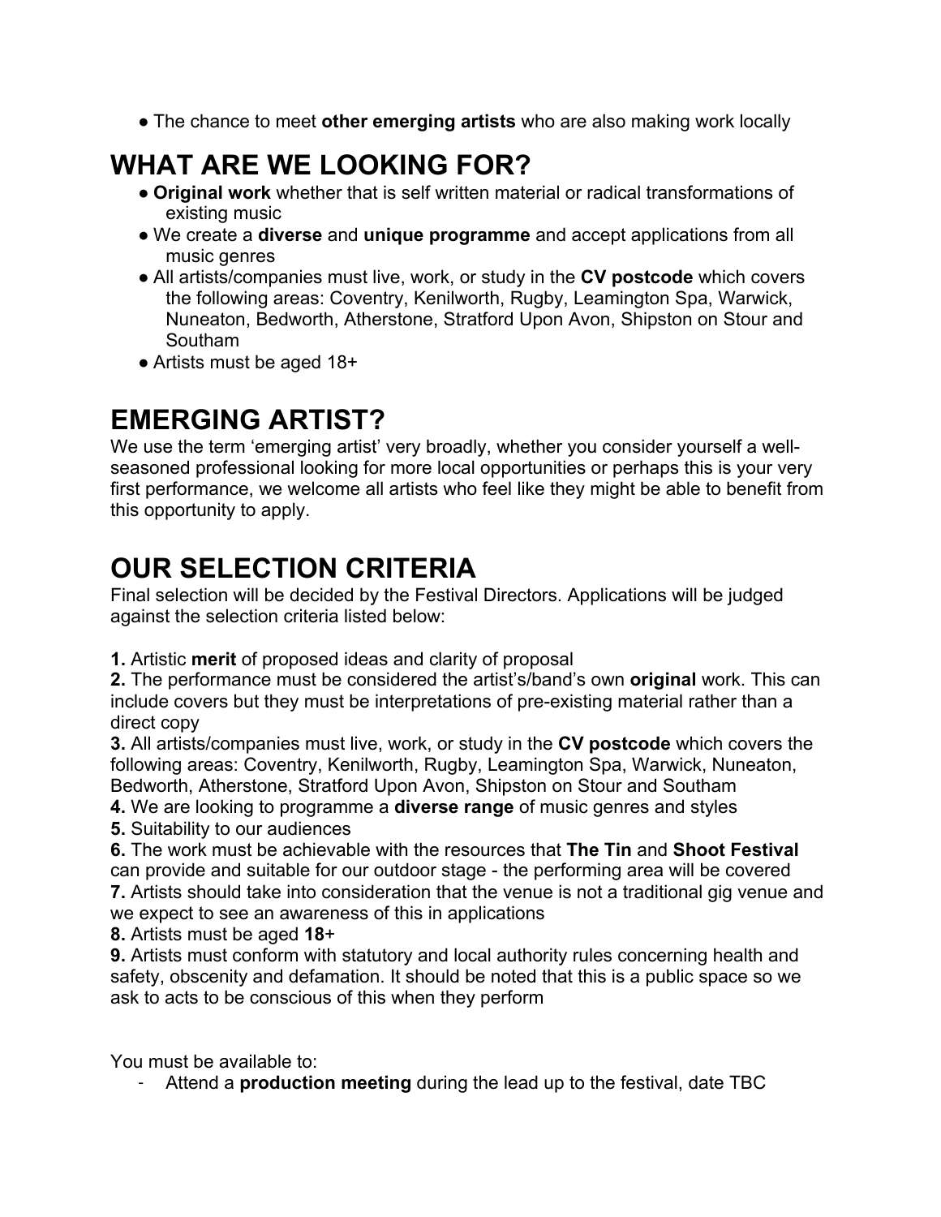- The chance to meet **other emerging artists** who are also making work locally

# WHAT ARE WE LOOKING FOR?

- **Original work** whether that is self written material or radical transformations of existing music
- We create a **diverse** and **unique programme** and accept applications from all music genres
- All artists/companies must live, work, or study in the **CV postcode** which covers the following areas: Coventry, Kenilworth, Rugby, Leamington Spa, Warwick, Nuneaton, Bedworth, Atherstone, Stratford Upon Avon, Shipston on Stour and Southam
- Artists must be aged 18+

# EMERGING ARTIST?

We use the term 'emerging artist' very broadly, whether you consider yourself a well-seasoned professional looking for more local opportunities or perhaps this is your very first performance, we welcome all artists who feel like they might be able to benefit from this opportunity to apply.

# OUR SELECTION CRITERIA

Final selection will be decided by the Festival Directors. Applications will be judged against the selection criteria listed below:

**1.** Artistic **merit** of proposed ideas and clarity of proposal
**2.** The performance must be considered the artist's/band's own **original** work. This can include covers but they must be interpretations of pre-existing material rather than a direct copy
**3.** All artists/companies must live, work, or study in the **CV postcode** which covers the following areas: Coventry, Kenilworth, Rugby, Leamington Spa, Warwick, Nuneaton, Bedworth, Atherstone, Stratford Upon Avon, Shipston on Stour and Southam
**4.** We are looking to programme a **diverse range** of music genres and styles
**5.** Suitability to our audiences
**6.** The work must be achievable with the resources that **The Tin** and **Shoot Festival** can provide and suitable for our outdoor stage - the performing area will be covered
**7.** Artists should take into consideration that the venue is not a traditional gig venue and we expect to see an awareness of this in applications
**8.** Artists must be aged **18**+
**9.** Artists must conform with statutory and local authority rules concerning health and safety, obscenity and defamation. It should be noted that this is a public space so we ask to acts to be conscious of this when they perform

You must be available to:

- Attend a **production meeting** during the lead up to the festival, date TBC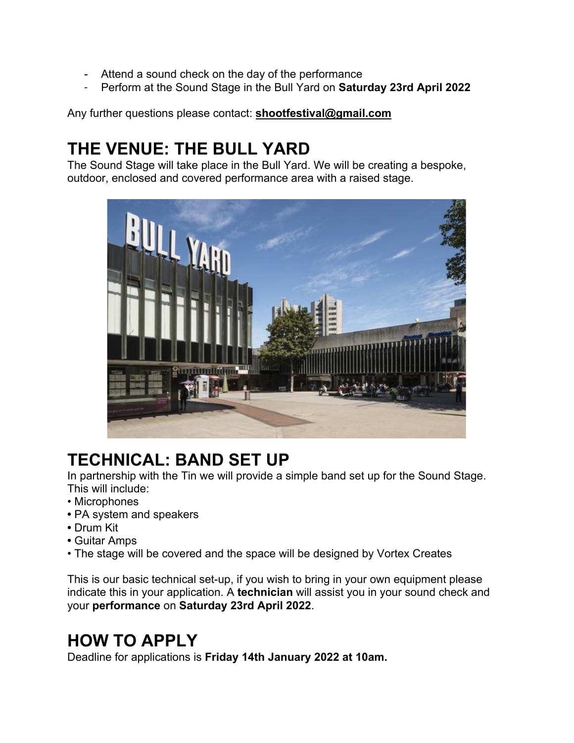- Attend a sound check on the day of the performance
- Perform at the Sound Stage in the Bull Yard on **Saturday 23rd April 2022**

Any further questions please contact: **shootfestival@gmail.com**

# THE VENUE: THE BULL YARD

The Sound Stage will take place in the Bull Yard. We will be creating a bespoke, outdoor, enclosed and covered performance area with a raised stage.

# TECHNICAL: BAND SET UP

In partnership with the Tin we will provide a simple band set up for the Sound Stage. This will include:

- Microphones
- PA system and speakers
- Drum Kit
- Guitar Amps
- The stage will be covered and the space will be designed by Vortex Creates

This is our basic technical set-up, if you wish to bring in your own equipment please indicate this in your application. A **technician** will assist you in your sound check and your **performance** on **Saturday 23rd April 2022**.

# HOW TO APPLY

Deadline for applications is **Friday 14th January 2022 at 10am.**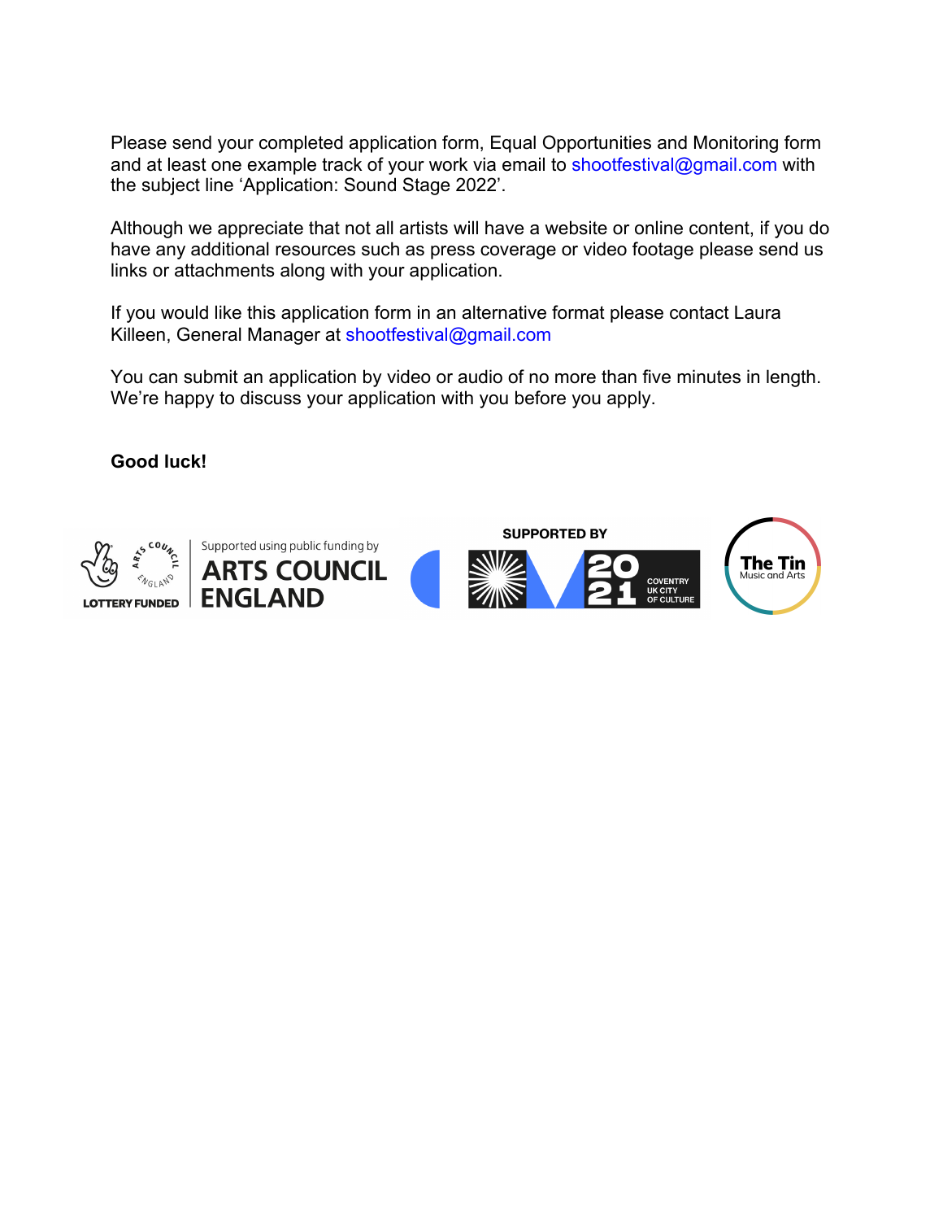Please send your completed application form, Equal Opportunities and Monitoring form and at least one example track of your work via email to shootfestival@gmail.com with the subject line 'Application: Sound Stage 2022'.

Although we appreciate that not all artists will have a website or online content, if you do have any additional resources such as press coverage or video footage please send us links or attachments along with your application.

If you would like this application form in an alternative format please contact Laura Killeen, General Manager at shootfestival@gmail.com

You can submit an application by video or audio of no more than five minutes in length. We're happy to discuss your application with you before you apply.

**Good luck!**

LOTTERY FUNDED

Supported using public funding by ARTS COUNCIL ENGLAND

SUPPORTED BY

2021 COVENTRY UK CITY OF CULTURE

The Tin Music and Arts